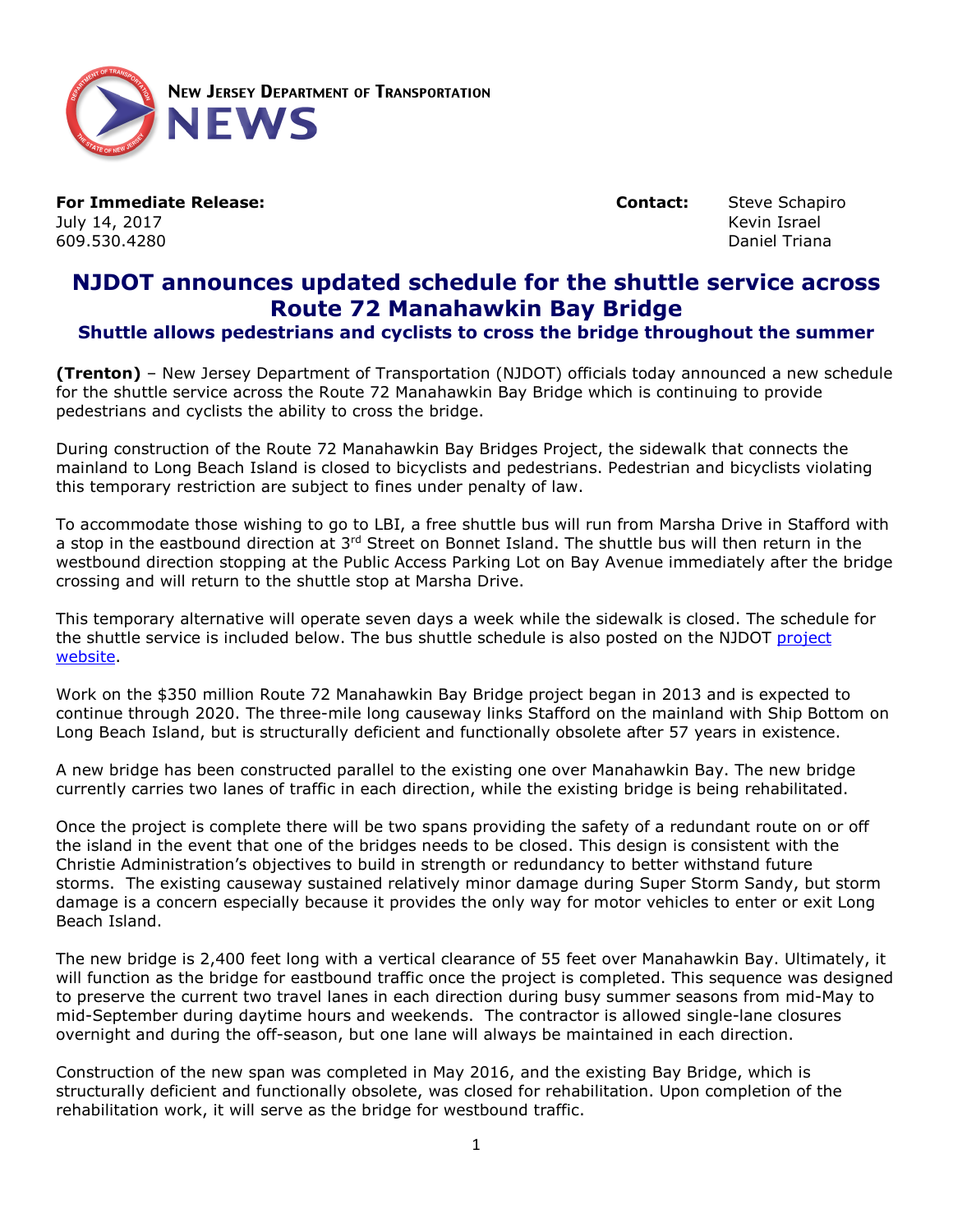**New Jersey Department of Transportation**
**NEWS**

**For Immediate Release:**
July 14, 2017
609.530.4280

**Contact:** Steve Schapiro
Kevin Israel
Daniel Triana

# NJDOT announces updated schedule for the shuttle service across Route 72 Manahawkin Bay Bridge

### Shuttle allows pedestrians and cyclists to cross the bridge throughout the summer

**(Trenton)** – New Jersey Department of Transportation (NJDOT) officials today announced a new schedule for the shuttle service across the Route 72 Manahawkin Bay Bridge which is continuing to provide pedestrians and cyclists the ability to cross the bridge.

During construction of the Route 72 Manahawkin Bay Bridges Project, the sidewalk that connects the mainland to Long Beach Island is closed to bicyclists and pedestrians. Pedestrian and bicyclists violating this temporary restriction are subject to fines under penalty of law.

To accommodate those wishing to go to LBI, a free shuttle bus will run from Marsha Drive in Stafford with a stop in the eastbound direction at 3rd Street on Bonnet Island. The shuttle bus will then return in the westbound direction stopping at the Public Access Parking Lot on Bay Avenue immediately after the bridge crossing and will return to the shuttle stop at Marsha Drive.

This temporary alternative will operate seven days a week while the sidewalk is closed. The schedule for the shuttle service is included below. The bus shuttle schedule is also posted on the NJDOT project website.

Work on the $350 million Route 72 Manahawkin Bay Bridge project began in 2013 and is expected to continue through 2020. The three-mile long causeway links Stafford on the mainland with Ship Bottom on Long Beach Island, but is structurally deficient and functionally obsolete after 57 years in existence.

A new bridge has been constructed parallel to the existing one over Manahawkin Bay. The new bridge currently carries two lanes of traffic in each direction, while the existing bridge is being rehabilitated.

Once the project is complete there will be two spans providing the safety of a redundant route on or off the island in the event that one of the bridges needs to be closed. This design is consistent with the Christie Administration's objectives to build in strength or redundancy to better withstand future storms. The existing causeway sustained relatively minor damage during Super Storm Sandy, but storm damage is a concern especially because it provides the only way for motor vehicles to enter or exit Long Beach Island.

The new bridge is 2,400 feet long with a vertical clearance of 55 feet over Manahawkin Bay. Ultimately, it will function as the bridge for eastbound traffic once the project is completed. This sequence was designed to preserve the current two travel lanes in each direction during busy summer seasons from mid-May to mid-September during daytime hours and weekends. The contractor is allowed single-lane closures overnight and during the off-season, but one lane will always be maintained in each direction.

Construction of the new span was completed in May 2016, and the existing Bay Bridge, which is structurally deficient and functionally obsolete, was closed for rehabilitation. Upon completion of the rehabilitation work, it will serve as the bridge for westbound traffic.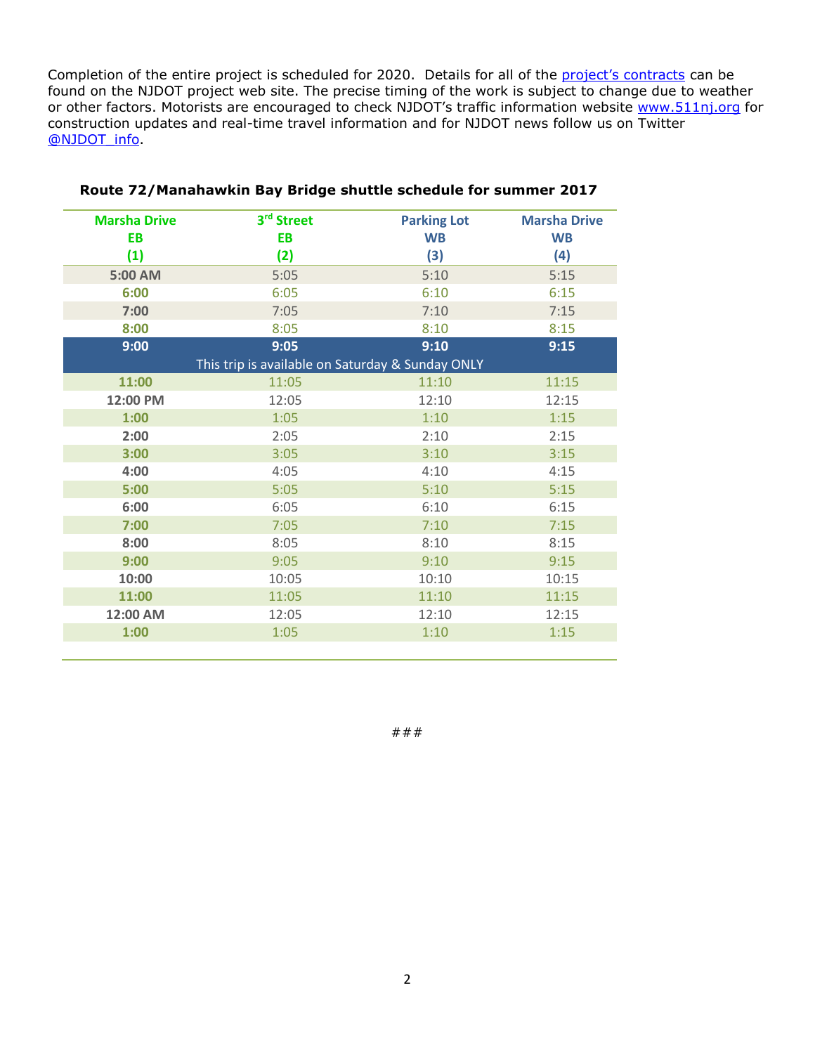Completion of the entire project is scheduled for 2020. Details for all of the [project's contracts]() can be found on the NJDOT project web site. The precise timing of the work is subject to change due to weather or other factors. Motorists are encouraged to check NJDOT's traffic information website [www.511nj.org]() for construction updates and real-time travel information and for NJDOT news follow us on Twitter [@NJDOT_info]().

**Route 72/Manahawkin Bay Bridge shuttle schedule for summer 2017**

| Marsha Drive EB (1) | 3rd Street EB (2) | Parking Lot WB (3) | Marsha Drive WB (4) |
|---|---|---|---|
| 5:00 AM | 5:05 | 5:10 | 5:15 |
| 6:00 | 6:05 | 6:10 | 6:15 |
| 7:00 | 7:05 | 7:10 | 7:15 |
| 8:00 | 8:05 | 8:10 | 8:15 |
| **9:00** | **9:05** | **9:10** | **9:15** |
| This trip is available on Saturday & Sunday ONLY | | | |
| 11:00 | 11:05 | 11:10 | 11:15 |
| 12:00 PM | 12:05 | 12:10 | 12:15 |
| 1:00 | 1:05 | 1:10 | 1:15 |
| 2:00 | 2:05 | 2:10 | 2:15 |
| 3:00 | 3:05 | 3:10 | 3:15 |
| 4:00 | 4:05 | 4:10 | 4:15 |
| 5:00 | 5:05 | 5:10 | 5:15 |
| 6:00 | 6:05 | 6:10 | 6:15 |
| 7:00 | 7:05 | 7:10 | 7:15 |
| 8:00 | 8:05 | 8:10 | 8:15 |
| 9:00 | 9:05 | 9:10 | 9:15 |
| 10:00 | 10:05 | 10:10 | 10:15 |
| 11:00 | 11:05 | 11:10 | 11:15 |
| 12:00 AM | 12:05 | 12:10 | 12:15 |
| 1:00 | 1:05 | 1:10 | 1:15 |

###